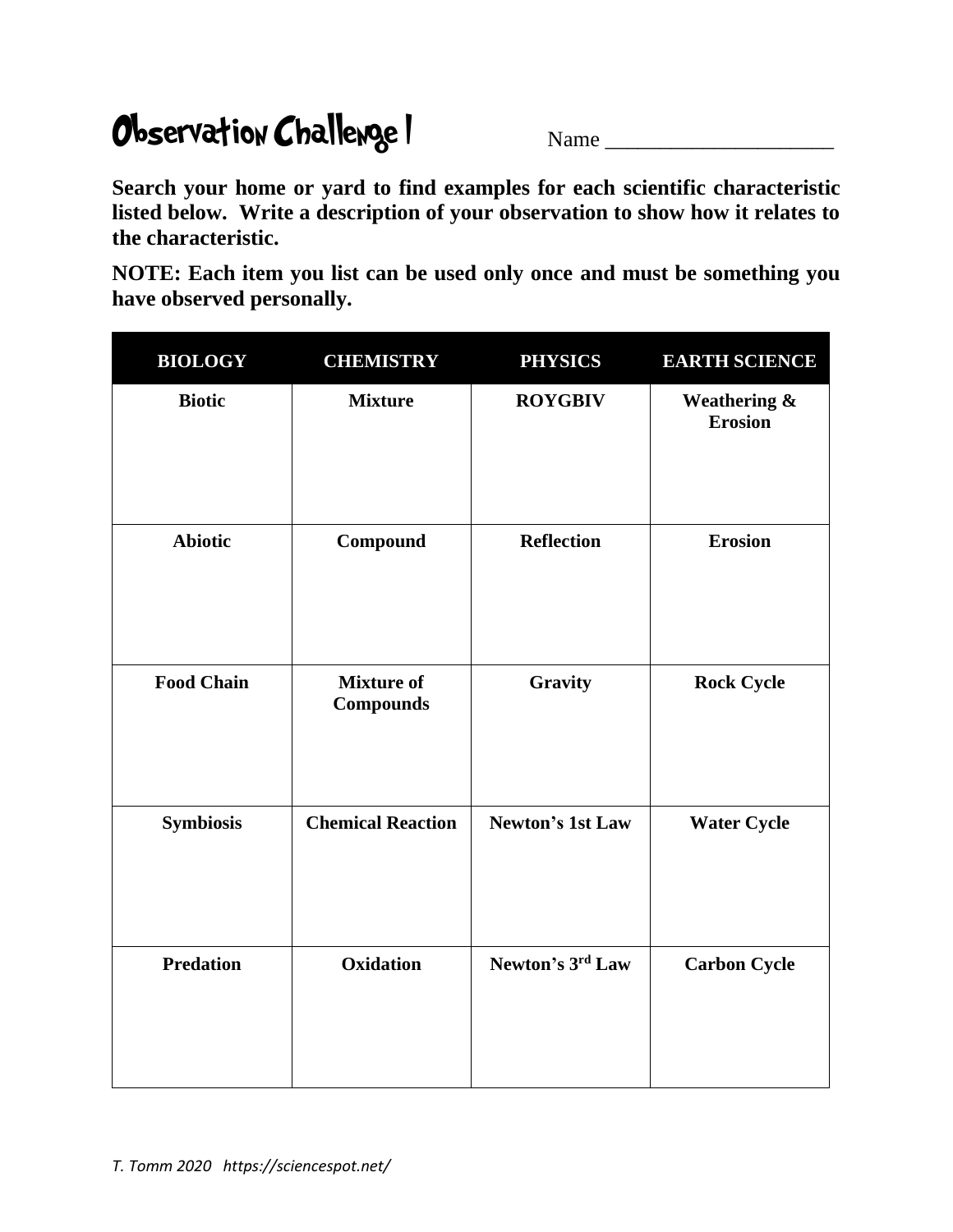# Observation Challenge 1

Name ____________________

**Search your home or yard to find examples for each scientific characteristic listed below. Write a description of your observation to show how it relates to the characteristic.**

**NOTE: Each item you list can be used only once and must be something you have observed personally.**

| BIOLOGY | CHEMISTRY | PHYSICS | EARTH SCIENCE |
|---|---|---|---|
| **Biotic** | **Mixture** | **ROYGBIV** | **Weathering & Erosion** |
| **Abiotic** | **Compound** | **Reflection** | **Erosion** |
| **Food Chain** | **Mixture of Compounds** | **Gravity** | **Rock Cycle** |
| **Symbiosis** | **Chemical Reaction** | **Newton's 1st Law** | **Water Cycle** |
| **Predation** | **Oxidation** | **Newton's 3rd Law** | **Carbon Cycle** |

*T. Tomm 2020 https://sciencespot.net/*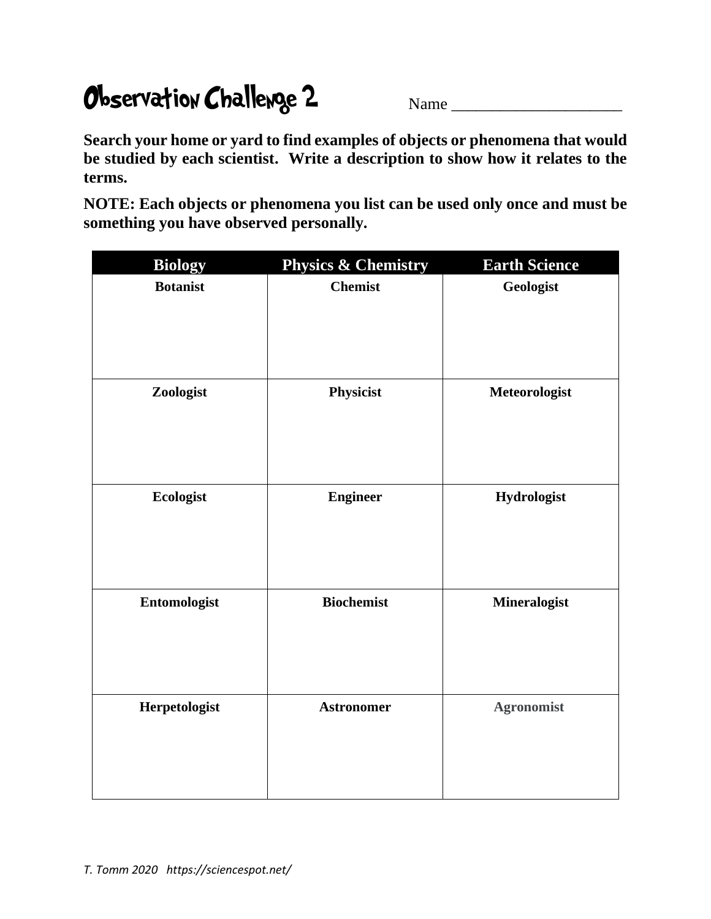# Observation Challenge 2

Name ____________________

**Search your home or yard to find examples of objects or phenomena that would be studied by each scientist. Write a description to show how it relates to the terms.**

**NOTE: Each objects or phenomena you list can be used only once and must be something you have observed personally.**

| Biology | Physics & Chemistry | Earth Science |
|---|---|---|
| **Botanist** | **Chemist** | **Geologist** |
| **Zoologist** | **Physicist** | **Meteorologist** |
| **Ecologist** | **Engineer** | **Hydrologist** |
| **Entomologist** | **Biochemist** | **Mineralogist** |
| **Herpetologist** | **Astronomer** | **Agronomist** |

*T. Tomm 2020 https://sciencespot.net/*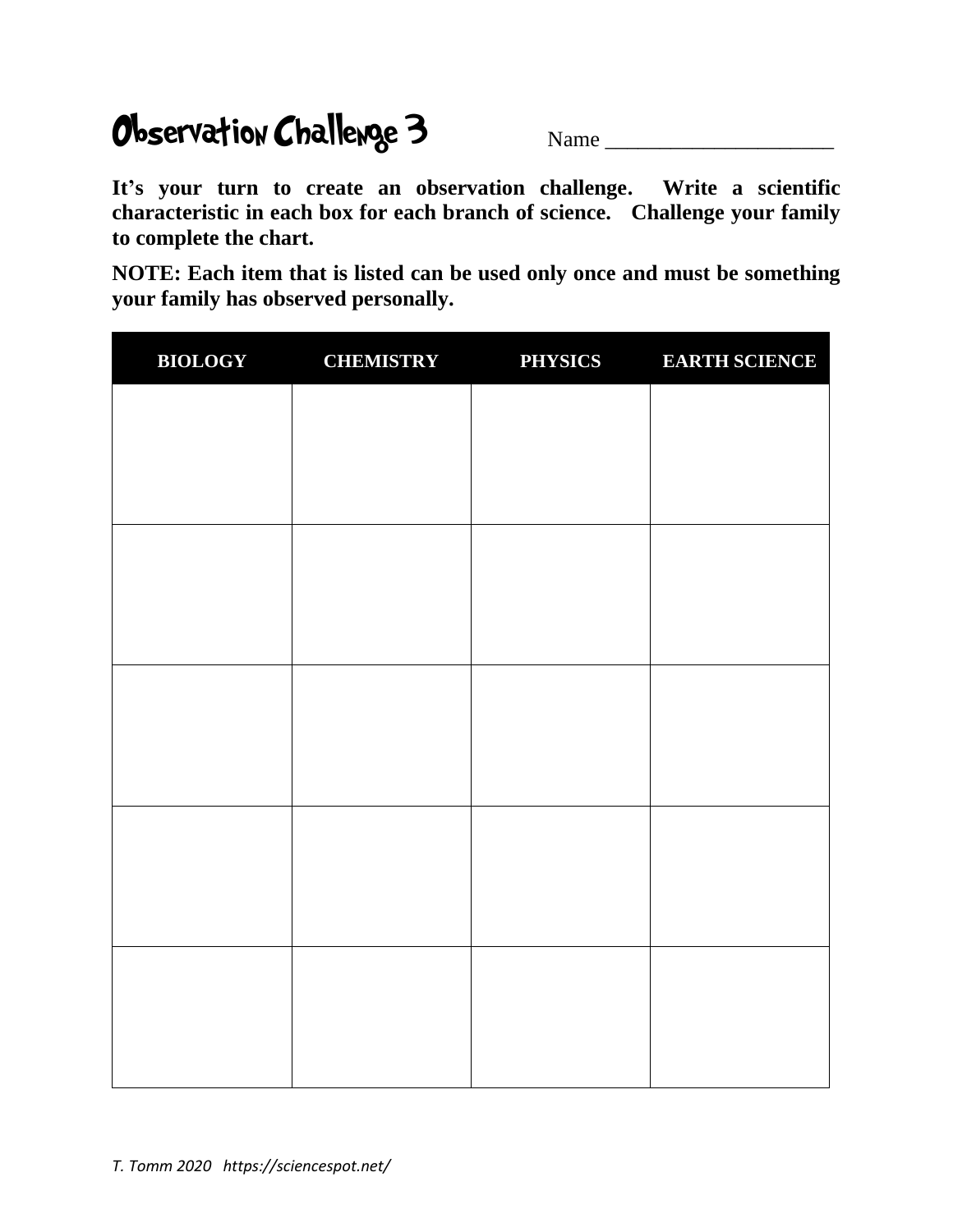# Observation Challenge 3

Name ____________________

**It's your turn to create an observation challenge. Write a scientific characteristic in each box for each branch of science. Challenge your family to complete the chart.**

**NOTE: Each item that is listed can be used only once and must be something your family has observed personally.**

| BIOLOGY | CHEMISTRY | PHYSICS | EARTH SCIENCE |
|---|---|---|---|
| | | | |
| | | | |
| | | | |
| | | | |
| | | | |

*T. Tomm 2020 https://sciencespot.net/*